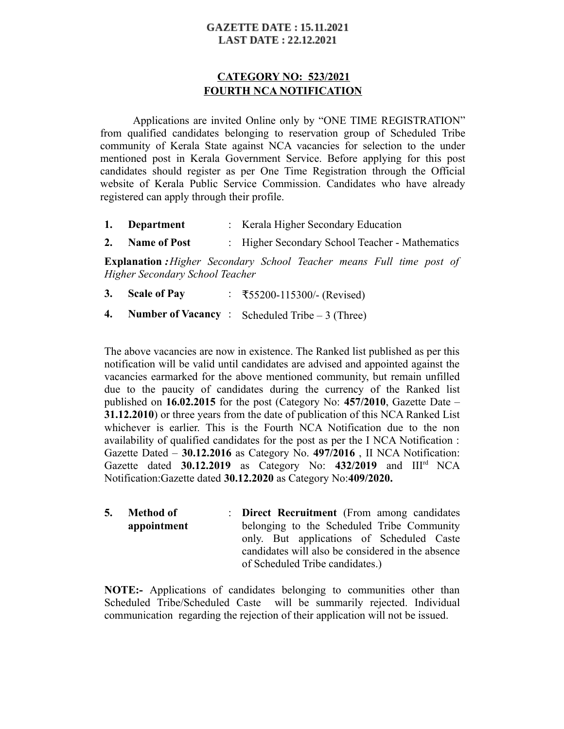**GAZETTE DATE : 15.11.2021**
**LAST DATE : 22.12.2021**

**CATEGORY NO: 523/2021**
**FOURTH NCA NOTIFICATION**

Applications are invited Online only by "ONE TIME REGISTRATION" from qualified candidates belonging to reservation group of Scheduled Tribe community of Kerala State against NCA vacancies for selection to the under mentioned post in Kerala Government Service. Before applying for this post candidates should register as per One Time Registration through the Official website of Kerala Public Service Commission. Candidates who have already registered can apply through their profile.

1. **Department** : Kerala Higher Secondary Education
2. **Name of Post** : Higher Secondary School Teacher - Mathematics

**Explanation :** *Higher Secondary School Teacher means Full time post of Higher Secondary School Teacher*

3. **Scale of Pay** : ₹55200-115300/- (Revised)
4. **Number of Vacancy** : Scheduled Tribe – 3 (Three)

The above vacancies are now in existence. The Ranked list published as per this notification will be valid until candidates are advised and appointed against the vacancies earmarked for the above mentioned community, but remain unfilled due to the paucity of candidates during the currency of the Ranked list published on **16.02.2015** for the post (Category No: **457/2010**, Gazette Date – **31.12.2010**) or three years from the date of publication of this NCA Ranked List whichever is earlier. This is the Fourth NCA Notification due to the non availability of qualified candidates for the post as per the I NCA Notification : Gazette Dated – **30.12.2016** as Category No. **497/2016** , II NCA Notification: Gazette dated **30.12.2019** as Category No: **432/2019** and III[rd] NCA Notification:Gazette dated **30.12.2020** as Category No:**409/2020.**

5. **Method of appointment** : **Direct Recruitment** (From among candidates belonging to the Scheduled Tribe Community only. But applications of Scheduled Caste candidates will also be considered in the absence of Scheduled Tribe candidates.)

**NOTE:-** Applications of candidates belonging to communities other than Scheduled Tribe/Scheduled Caste will be summarily rejected. Individual communication regarding the rejection of their application will not be issued.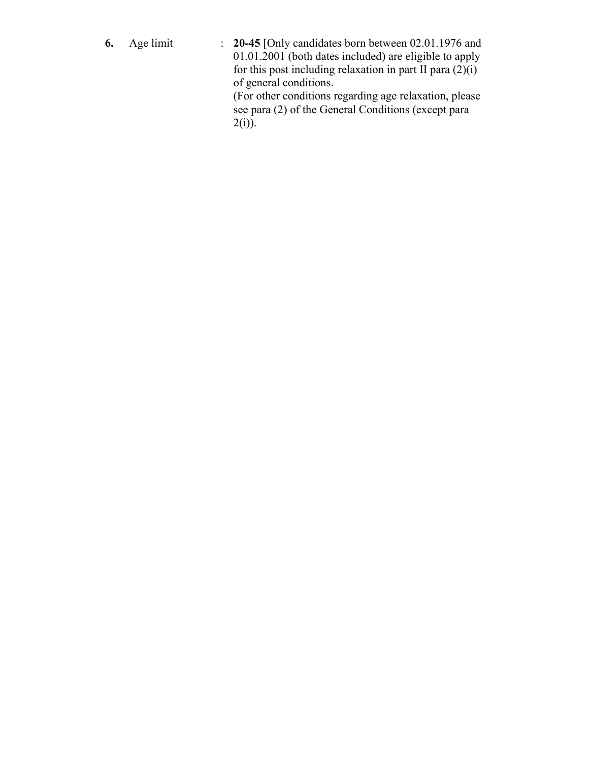| | | | |
|---|---|---|---|
| **6.** | Age limit | : | **20-45** [Only candidates born between 02.01.1976 and 01.01.2001 (both dates included) are eligible to apply for this post including relaxation in part II para (2)(i) of general conditions.<br>(For other conditions regarding age relaxation, please see para (2) of the General Conditions (except para 2(i)). |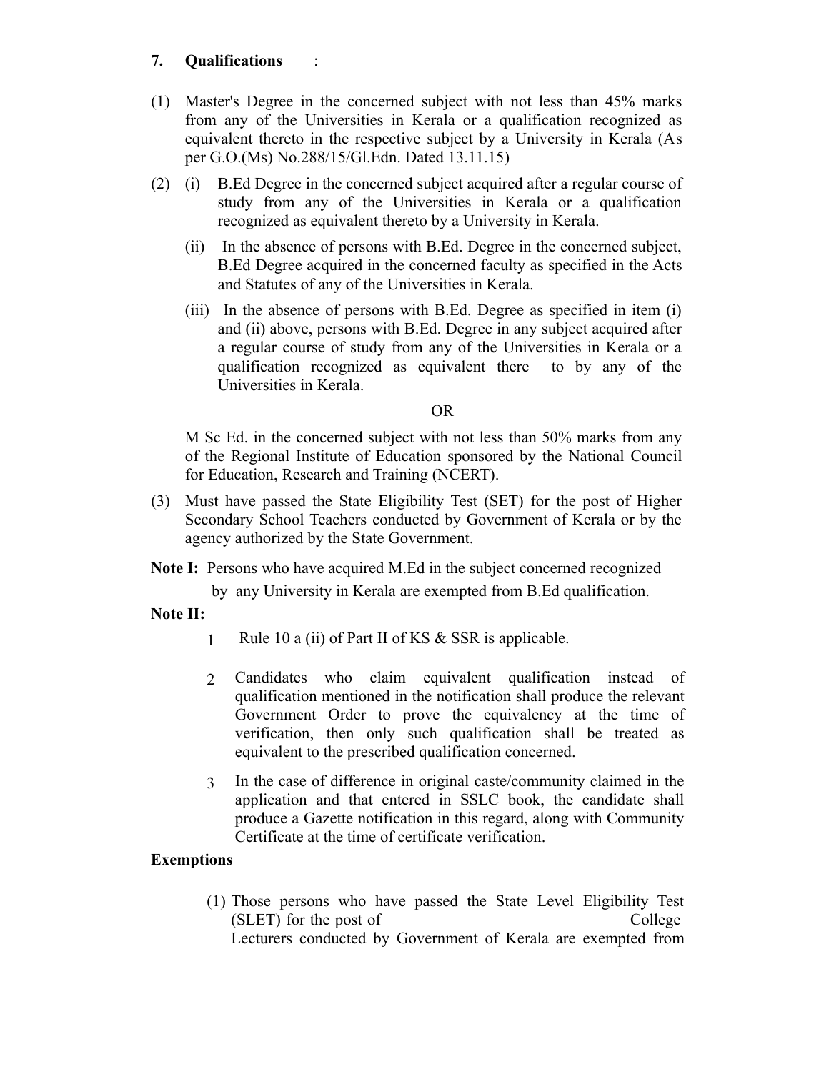**7. Qualifications :**

(1) Master's Degree in the concerned subject with not less than 45% marks from any of the Universities in Kerala or a qualification recognized as equivalent thereto in the respective subject by a University in Kerala (As per G.O.(Ms) No.288/15/Gl.Edn. Dated 13.11.15)

(2) (i) B.Ed Degree in the concerned subject acquired after a regular course of study from any of the Universities in Kerala or a qualification recognized as equivalent thereto by a University in Kerala.

(ii) In the absence of persons with B.Ed. Degree in the concerned subject, B.Ed Degree acquired in the concerned faculty as specified in the Acts and Statutes of any of the Universities in Kerala.

(iii) In the absence of persons with B.Ed. Degree as specified in item (i) and (ii) above, persons with B.Ed. Degree in any subject acquired after a regular course of study from any of the Universities in Kerala or a qualification recognized as equivalent there to by any of the Universities in Kerala.

OR

M Sc Ed. in the concerned subject with not less than 50% marks from any of the Regional Institute of Education sponsored by the National Council for Education, Research and Training (NCERT).

(3) Must have passed the State Eligibility Test (SET) for the post of Higher Secondary School Teachers conducted by Government of Kerala or by the agency authorized by the State Government.

**Note I:** Persons who have acquired M.Ed in the subject concerned recognized by any University in Kerala are exempted from B.Ed qualification.

**Note II:**

1. Rule 10 a (ii) of Part II of KS & SSR is applicable.

2. Candidates who claim equivalent qualification instead of qualification mentioned in the notification shall produce the relevant Government Order to prove the equivalency at the time of verification, then only such qualification shall be treated as equivalent to the prescribed qualification concerned.

3. In the case of difference in original caste/community claimed in the application and that entered in SSLC book, the candidate shall produce a Gazette notification in this regard, along with Community Certificate at the time of certificate verification.

**Exemptions**

(1) Those persons who have passed the State Level Eligibility Test (SLET) for the post of College Lecturers conducted by Government of Kerala are exempted from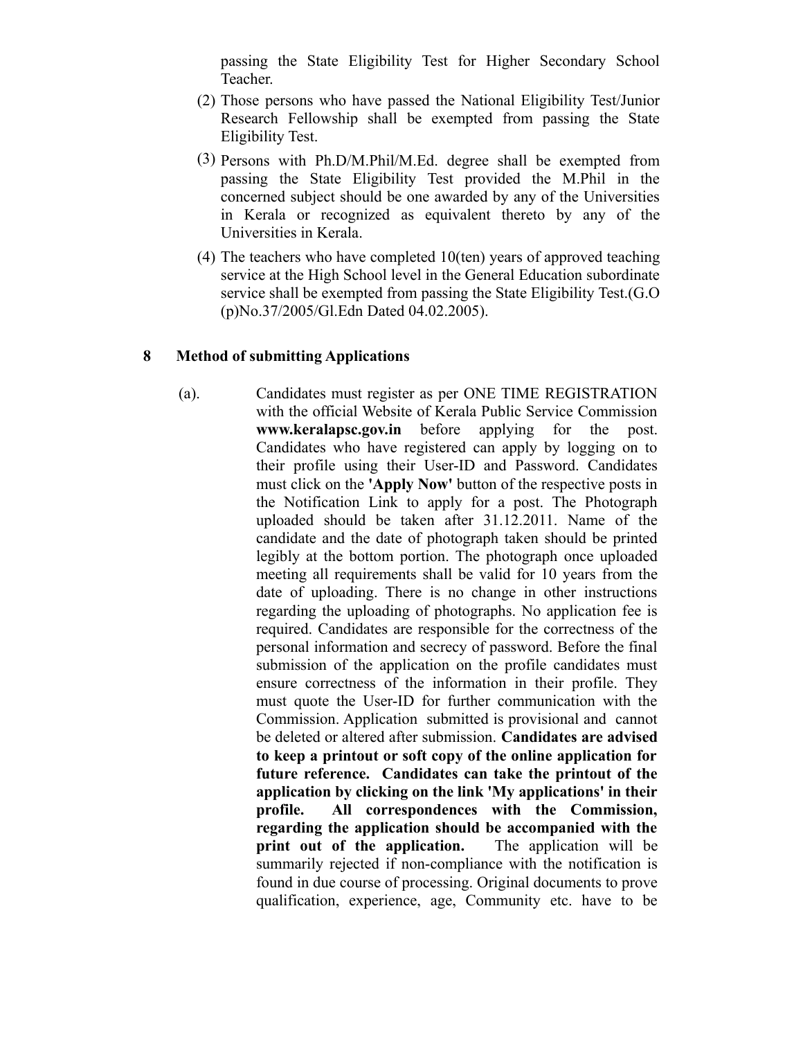passing the State Eligibility Test for Higher Secondary School Teacher.

(2) Those persons who have passed the National Eligibility Test/Junior Research Fellowship shall be exempted from passing the State Eligibility Test.

(3) Persons with Ph.D/M.Phil/M.Ed. degree shall be exempted from passing the State Eligibility Test provided the M.Phil in the concerned subject should be one awarded by any of the Universities in Kerala or recognized as equivalent thereto by any of the Universities in Kerala.

(4) The teachers who have completed 10(ten) years of approved teaching service at the High School level in the General Education subordinate service shall be exempted from passing the State Eligibility Test.(G.O (p)No.37/2005/Gl.Edn Dated 04.02.2005).

**8 Method of submitting Applications**

(a). Candidates must register as per ONE TIME REGISTRATION with the official Website of Kerala Public Service Commission **www.keralapsc.gov.in** before applying for the post. Candidates who have registered can apply by logging on to their profile using their User-ID and Password. Candidates must click on the **'Apply Now'** button of the respective posts in the Notification Link to apply for a post. The Photograph uploaded should be taken after 31.12.2011. Name of the candidate and the date of photograph taken should be printed legibly at the bottom portion. The photograph once uploaded meeting all requirements shall be valid for 10 years from the date of uploading. There is no change in other instructions regarding the uploading of photographs. No application fee is required. Candidates are responsible for the correctness of the personal information and secrecy of password. Before the final submission of the application on the profile candidates must ensure correctness of the information in their profile. They must quote the User-ID for further communication with the Commission. Application submitted is provisional and cannot be deleted or altered after submission. **Candidates are advised to keep a printout or soft copy of the online application for future reference. Candidates can take the printout of the application by clicking on the link 'My applications' in their profile. All correspondences with the Commission, regarding the application should be accompanied with the print out of the application.** The application will be summarily rejected if non-compliance with the notification is found in due course of processing. Original documents to prove qualification, experience, age, Community etc. have to be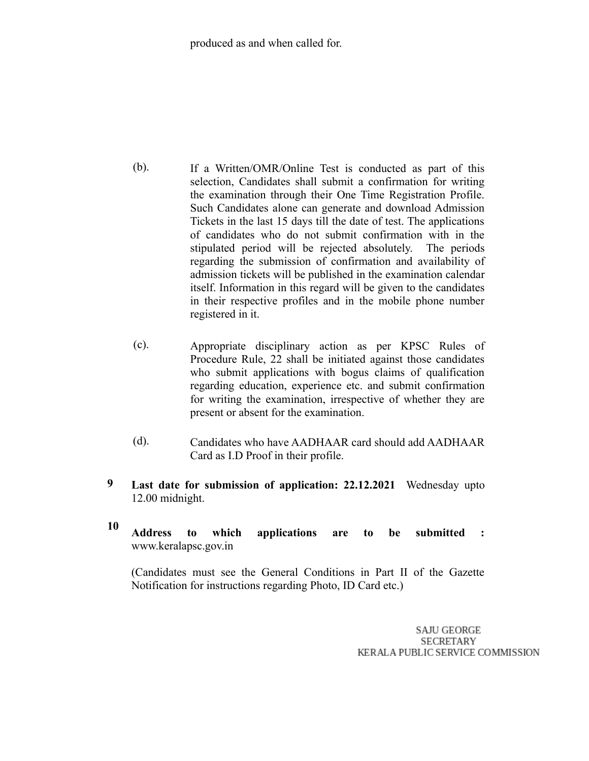produced as and when called for.

(b). If a Written/OMR/Online Test is conducted as part of this selection, Candidates shall submit a confirmation for writing the examination through their One Time Registration Profile. Such Candidates alone can generate and download Admission Tickets in the last 15 days till the date of test. The applications of candidates who do not submit confirmation with in the stipulated period will be rejected absolutely. The periods regarding the submission of confirmation and availability of admission tickets will be published in the examination calendar itself. Information in this regard will be given to the candidates in their respective profiles and in the mobile phone number registered in it.

(c). Appropriate disciplinary action as per KPSC Rules of Procedure Rule, 22 shall be initiated against those candidates who submit applications with bogus claims of qualification regarding education, experience etc. and submit confirmation for writing the examination, irrespective of whether they are present or absent for the examination.

(d). Candidates who have AADHAAR card should add AADHAAR Card as I.D Proof in their profile.

**9** **Last date for submission of application: 22.12.2021** Wednesday upto 12.00 midnight.

**10** **Address to which applications are to be submitted :** www.keralapsc.gov.in

(Candidates must see the General Conditions in Part II of the Gazette Notification for instructions regarding Photo, ID Card etc.)

SAJU GEORGE
SECRETARY
KERALA PUBLIC SERVICE COMMISSION